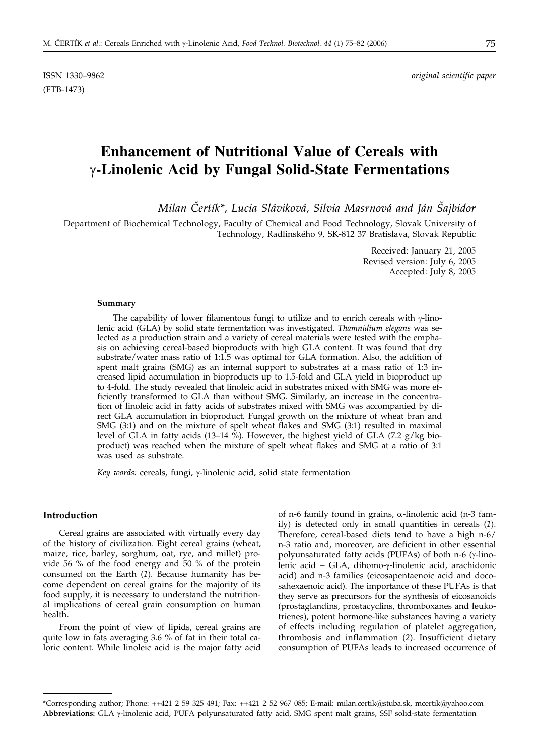ISSN 1330–9862 *original scientific paper*
(FTB-1473)

# Enhancement of Nutritional Value of Cereals with γ-Linolenic Acid by Fungal Solid-State Fermentations

*Milan Čertík\*, Lucia Sláviková, Silvia Masrnová and Ján Šajbidor*

Department of Biochemical Technology, Faculty of Chemical and Food Technology, Slovak University of Technology, Radlinského 9, SK-812 37 Bratislava, Slovak Republic

Received: January 21, 2005
Revised version: July 6, 2005
Accepted: July 8, 2005

### Summary

The capability of lower filamentous fungi to utilize and to enrich cereals with γ-linolenic acid (GLA) by solid state fermentation was investigated. *Thamnidium elegans* was selected as a production strain and a variety of cereal materials were tested with the emphasis on achieving cereal-based bioproducts with high GLA content. It was found that dry substrate/water mass ratio of 1:1.5 was optimal for GLA formation. Also, the addition of spent malt grains (SMG) as an internal support to substrates at a mass ratio of 1:3 increased lipid accumulation in bioproducts up to 1.5-fold and GLA yield in bioproduct up to 4-fold. The study revealed that linoleic acid in substrates mixed with SMG was more efficiently transformed to GLA than without SMG. Similarly, an increase in the concentration of linoleic acid in fatty acids of substrates mixed with SMG was accompanied by direct GLA accumulation in bioproduct. Fungal growth on the mixture of wheat bran and SMG (3:1) and on the mixture of spelt wheat flakes and SMG (3:1) resulted in maximal level of GLA in fatty acids (13–14 %). However, the highest yield of GLA (7.2 g/kg bioproduct) was reached when the mixture of spelt wheat flakes and SMG at a ratio of 3:1 was used as substrate.

*Key words:* cereals, fungi, γ-linolenic acid, solid state fermentation

## Introduction

Cereal grains are associated with virtually every day of the history of civilization. Eight cereal grains (wheat, maize, rice, barley, sorghum, oat, rye, and millet) provide 56 % of the food energy and 50 % of the protein consumed on the Earth (*1*). Because humanity has become dependent on cereal grains for the majority of its food supply, it is necessary to understand the nutritional implications of cereal grain consumption on human health.

From the point of view of lipids, cereal grains are quite low in fats averaging 3.6 % of fat in their total caloric content. While linoleic acid is the major fatty acid of n-6 family found in grains, α-linolenic acid (n-3 family) is detected only in small quantities in cereals (*1*). Therefore, cereal-based diets tend to have a high n-6/n-3 ratio and, moreover, are deficient in other essential polyunsaturated fatty acids (PUFAs) of both n-6 (γ-linolenic acid – GLA, dihomo-γ-linolenic acid, arachidonic acid) and n-3 families (eicosapentaenoic acid and docosahexaenoic acid). The importance of these PUFAs is that they serve as precursors for the synthesis of eicosanoids (prostaglandins, prostacyclins, thromboxanes and leukotrienes), potent hormone-like substances having a variety of effects including regulation of platelet aggregation, thrombosis and inflammation (*2*). Insufficient dietary consumption of PUFAs leads to increased occurrence of

---

\*Corresponding author; Phone: ++421 2 59 325 491; Fax: ++421 2 52 967 085; E-mail: milan.certik@stuba.sk, mcertik@yahoo.com

**Abbreviations:** GLA γ-linolenic acid, PUFA polyunsaturated fatty acid, SMG spent malt grains, SSF solid-state fermentation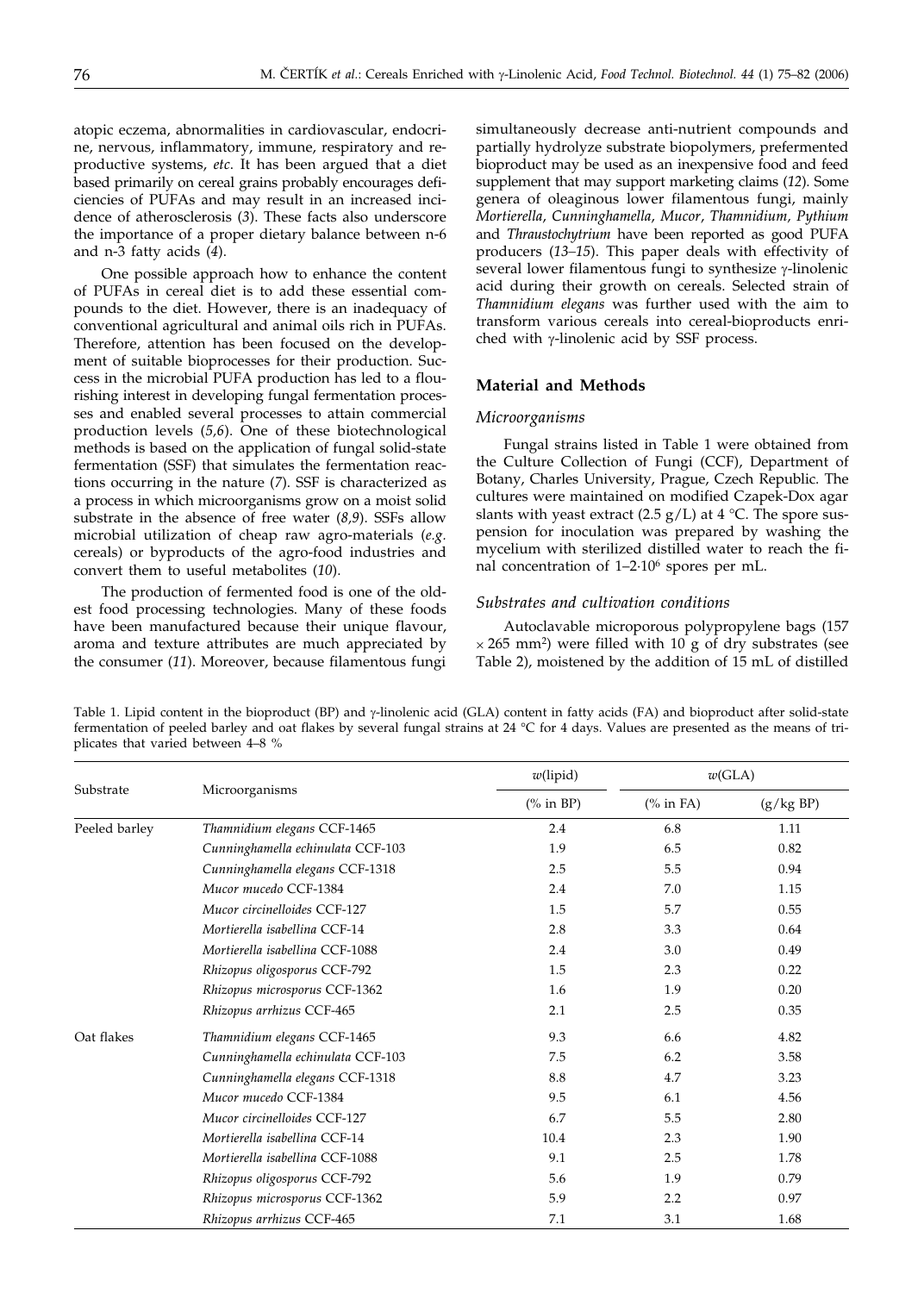atopic eczema, abnormalities in cardiovascular, endocrine, nervous, inflammatory, immune, respiratory and reproductive systems, *etc*. It has been argued that a diet based primarily on cereal grains probably encourages deficiencies of PUFAs and may result in an increased incidence of atherosclerosis (*3*). These facts also underscore the importance of a proper dietary balance between n-6 and n-3 fatty acids (*4*).

One possible approach how to enhance the content of PUFAs in cereal diet is to add these essential compounds to the diet. However, there is an inadequacy of conventional agricultural and animal oils rich in PUFAs. Therefore, attention has been focused on the development of suitable bioprocesses for their production. Success in the microbial PUFA production has led to a flourishing interest in developing fungal fermentation processes and enabled several processes to attain commercial production levels (*5,6*). One of these biotechnological methods is based on the application of fungal solid-state fermentation (SSF) that simulates the fermentation reactions occurring in the nature (*7*). SSF is characterized as a process in which microorganisms grow on a moist solid substrate in the absence of free water (*8,9*). SSFs allow microbial utilization of cheap raw agro-materials (*e.g*. cereals) or byproducts of the agro-food industries and convert them to useful metabolites (*10*).

The production of fermented food is one of the oldest food processing technologies. Many of these foods have been manufactured because their unique flavour, aroma and texture attributes are much appreciated by the consumer (*11*). Moreover, because filamentous fungi simultaneously decrease anti-nutrient compounds and partially hydrolyze substrate biopolymers, prefermented bioproduct may be used as an inexpensive food and feed supplement that may support marketing claims (*12*). Some genera of oleaginous lower filamentous fungi, mainly *Mortierella*, *Cunninghamella*, *Mucor*, *Thamnidium*, *Pythium* and *Thraustochytrium* have been reported as good PUFA producers (*13–15*). This paper deals with effectivity of several lower filamentous fungi to synthesize γ-linolenic acid during their growth on cereals. Selected strain of *Thamnidium elegans* was further used with the aim to transform various cereals into cereal-bioproducts enriched with γ-linolenic acid by SSF process.

## Material and Methods

### *Microorganisms*

Fungal strains listed in Table 1 were obtained from the Culture Collection of Fungi (CCF), Department of Botany, Charles University, Prague, Czech Republic. The cultures were maintained on modified Czapek-Dox agar slants with yeast extract (2.5 g/L) at 4 °C. The spore suspension for inoculation was prepared by washing the mycelium with sterilized distilled water to reach the final concentration of $1–2·10^6$ spores per mL.

### *Substrates and cultivation conditions*

Autoclavable microporous polypropylene bags (157 × 265 mm²) were filled with 10 g of dry substrates (see Table 2), moistened by the addition of 15 mL of distilled

Table 1. Lipid content in the bioproduct (BP) and γ-linolenic acid (GLA) content in fatty acids (FA) and bioproduct after solid-state fermentation of peeled barley and oat flakes by several fungal strains at 24 °C for 4 days. Values are presented as the means of triplicates that varied between 4–8 %

| Substrate | Microorganisms | *w*(lipid) | *w*(GLA) | |
|---|---|---|---|---|
| | | (% in BP) | (% in FA) | (g/kg BP) |
| Peeled barley | *Thamnidium elegans* CCF-1465 | 2.4 | 6.8 | 1.11 |
| | *Cunninghamella echinulata* CCF-103 | 1.9 | 6.5 | 0.82 |
| | *Cunninghamella elegans* CCF-1318 | 2.5 | 5.5 | 0.94 |
| | *Mucor mucedo* CCF-1384 | 2.4 | 7.0 | 1.15 |
| | *Mucor circinelloides* CCF-127 | 1.5 | 5.7 | 0.55 |
| | *Mortierella isabellina* CCF-14 | 2.8 | 3.3 | 0.64 |
| | *Mortierella isabellina* CCF-1088 | 2.4 | 3.0 | 0.49 |
| | *Rhizopus oligosporus* CCF-792 | 1.5 | 2.3 | 0.22 |
| | *Rhizopus microsporus* CCF-1362 | 1.6 | 1.9 | 0.20 |
| | *Rhizopus arrhizus* CCF-465 | 2.1 | 2.5 | 0.35 |
| Oat flakes | *Thamnidium elegans* CCF-1465 | 9.3 | 6.6 | 4.82 |
| | *Cunninghamella echinulata* CCF-103 | 7.5 | 6.2 | 3.58 |
| | *Cunninghamella elegans* CCF-1318 | 8.8 | 4.7 | 3.23 |
| | *Mucor mucedo* CCF-1384 | 9.5 | 6.1 | 4.56 |
| | *Mucor circinelloides* CCF-127 | 6.7 | 5.5 | 2.80 |
| | *Mortierella isabellina* CCF-14 | 10.4 | 2.3 | 1.90 |
| | *Mortierella isabellina* CCF-1088 | 9.1 | 2.5 | 1.78 |
| | *Rhizopus oligosporus* CCF-792 | 5.6 | 1.9 | 0.79 |
| | *Rhizopus microsporus* CCF-1362 | 5.9 | 2.2 | 0.97 |
| | *Rhizopus arrhizus* CCF-465 | 7.1 | 3.1 | 1.68 |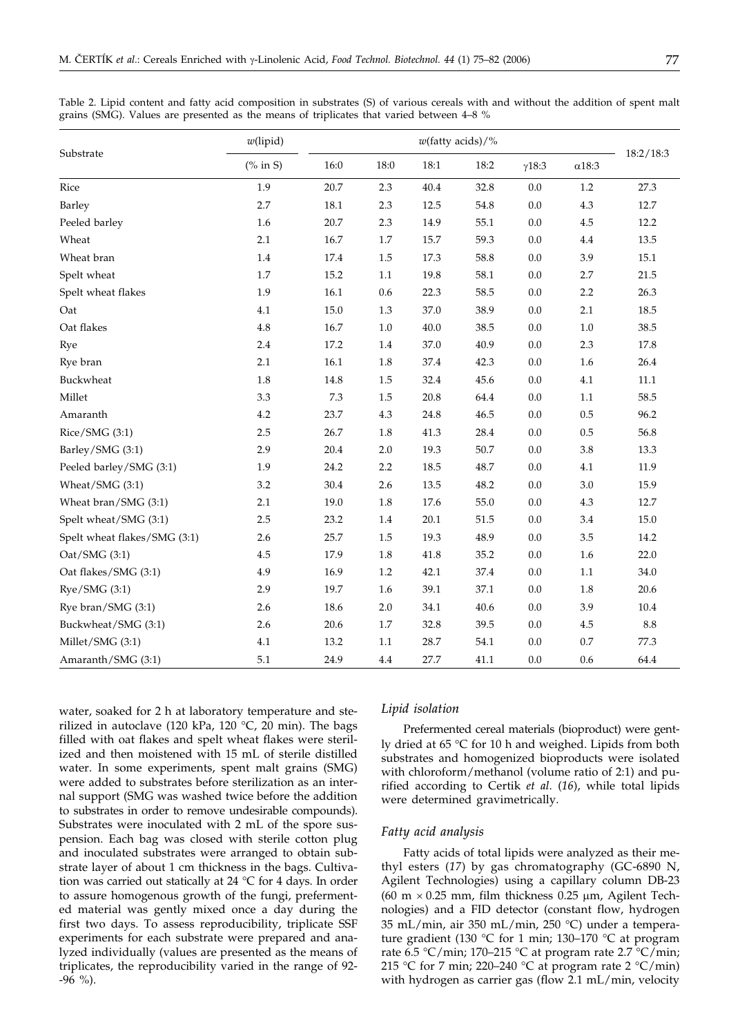Table 2. Lipid content and fatty acid composition in substrates (S) of various cereals with and without the addition of spent malt grains (SMG). Values are presented as the means of triplicates that varied between 4–8 %

| Substrate | $w$(lipid) | $w$(fatty acids)/% | | | | | | 18:2/18:3 |
|---|---|---|---|---|---|---|---|---|
| | (% in S) | 16:0 | 18:0 | 18:1 | 18:2 | γ18:3 | α18:3 | |
| Rice | 1.9 | 20.7 | 2.3 | 40.4 | 32.8 | 0.0 | 1.2 | 27.3 |
| Barley | 2.7 | 18.1 | 2.3 | 12.5 | 54.8 | 0.0 | 4.3 | 12.7 |
| Peeled barley | 1.6 | 20.7 | 2.3 | 14.9 | 55.1 | 0.0 | 4.5 | 12.2 |
| Wheat | 2.1 | 16.7 | 1.7 | 15.7 | 59.3 | 0.0 | 4.4 | 13.5 |
| Wheat bran | 1.4 | 17.4 | 1.5 | 17.3 | 58.8 | 0.0 | 3.9 | 15.1 |
| Spelt wheat | 1.7 | 15.2 | 1.1 | 19.8 | 58.1 | 0.0 | 2.7 | 21.5 |
| Spelt wheat flakes | 1.9 | 16.1 | 0.6 | 22.3 | 58.5 | 0.0 | 2.2 | 26.3 |
| Oat | 4.1 | 15.0 | 1.3 | 37.0 | 38.9 | 0.0 | 2.1 | 18.5 |
| Oat flakes | 4.8 | 16.7 | 1.0 | 40.0 | 38.5 | 0.0 | 1.0 | 38.5 |
| Rye | 2.4 | 17.2 | 1.4 | 37.0 | 40.9 | 0.0 | 2.3 | 17.8 |
| Rye bran | 2.1 | 16.1 | 1.8 | 37.4 | 42.3 | 0.0 | 1.6 | 26.4 |
| Buckwheat | 1.8 | 14.8 | 1.5 | 32.4 | 45.6 | 0.0 | 4.1 | 11.1 |
| Millet | 3.3 | 7.3 | 1.5 | 20.8 | 64.4 | 0.0 | 1.1 | 58.5 |
| Amaranth | 4.2 | 23.7 | 4.3 | 24.8 | 46.5 | 0.0 | 0.5 | 96.2 |
| Rice/SMG (3:1) | 2.5 | 26.7 | 1.8 | 41.3 | 28.4 | 0.0 | 0.5 | 56.8 |
| Barley/SMG (3:1) | 2.9 | 20.4 | 2.0 | 19.3 | 50.7 | 0.0 | 3.8 | 13.3 |
| Peeled barley/SMG (3:1) | 1.9 | 24.2 | 2.2 | 18.5 | 48.7 | 0.0 | 4.1 | 11.9 |
| Wheat/SMG (3:1) | 3.2 | 30.4 | 2.6 | 13.5 | 48.2 | 0.0 | 3.0 | 15.9 |
| Wheat bran/SMG (3:1) | 2.1 | 19.0 | 1.8 | 17.6 | 55.0 | 0.0 | 4.3 | 12.7 |
| Spelt wheat/SMG (3:1) | 2.5 | 23.2 | 1.4 | 20.1 | 51.5 | 0.0 | 3.4 | 15.0 |
| Spelt wheat flakes/SMG (3:1) | 2.6 | 25.7 | 1.5 | 19.3 | 48.9 | 0.0 | 3.5 | 14.2 |
| Oat/SMG (3:1) | 4.5 | 17.9 | 1.8 | 41.8 | 35.2 | 0.0 | 1.6 | 22.0 |
| Oat flakes/SMG (3:1) | 4.9 | 16.9 | 1.2 | 42.1 | 37.4 | 0.0 | 1.1 | 34.0 |
| Rye/SMG (3:1) | 2.9 | 19.7 | 1.6 | 39.1 | 37.1 | 0.0 | 1.8 | 20.6 |
| Rye bran/SMG (3:1) | 2.6 | 18.6 | 2.0 | 34.1 | 40.6 | 0.0 | 3.9 | 10.4 |
| Buckwheat/SMG (3:1) | 2.6 | 20.6 | 1.7 | 32.8 | 39.5 | 0.0 | 4.5 | 8.8 |
| Millet/SMG (3:1) | 4.1 | 13.2 | 1.1 | 28.7 | 54.1 | 0.0 | 0.7 | 77.3 |
| Amaranth/SMG (3:1) | 5.1 | 24.9 | 4.4 | 27.7 | 41.1 | 0.0 | 0.6 | 64.4 |

water, soaked for 2 h at laboratory temperature and sterilized in autoclave (120 kPa, 120 °C, 20 min). The bags filled with oat flakes and spelt wheat flakes were sterilized and then moistened with 15 mL of sterile distilled water. In some experiments, spent malt grains (SMG) were added to substrates before sterilization as an internal support (SMG was washed twice before the addition to substrates in order to remove undesirable compounds). Substrates were inoculated with 2 mL of the spore suspension. Each bag was closed with sterile cotton plug and inoculated substrates were arranged to obtain substrate layer of about 1 cm thickness in the bags. Cultivation was carried out statically at 24 °C for 4 days. In order to assure homogenous growth of the fungi, prefermented material was gently mixed once a day during the first two days. To assess reproducibility, triplicate SSF experiments for each substrate were prepared and analyzed individually (values are presented as the means of triplicates, the reproducibility varied in the range of 92–96 %).

### *Lipid isolation*

Prefermented cereal materials (bioproduct) were gently dried at 65 °C for 10 h and weighed. Lipids from both substrates and homogenized bioproducts were isolated with chloroform/methanol (volume ratio of 2:1) and purified according to Certik *et al.* (*16*), while total lipids were determined gravimetrically.

### *Fatty acid analysis*

Fatty acids of total lipids were analyzed as their methyl esters (*17*) by gas chromatography (GC-6890 N, Agilent Technologies) using a capillary column DB-23 (60 m × 0.25 mm, film thickness 0.25 μm, Agilent Technologies) and a FID detector (constant flow, hydrogen 35 mL/min, air 350 mL/min, 250 °C) under a temperature gradient (130 °C for 1 min; 130–170 °C at program rate 6.5 °C/min; 170–215 °C at program rate 2.7 °C/min; 215 °C for 7 min; 220–240 °C at program rate 2 °C/min) with hydrogen as carrier gas (flow 2.1 mL/min, velocity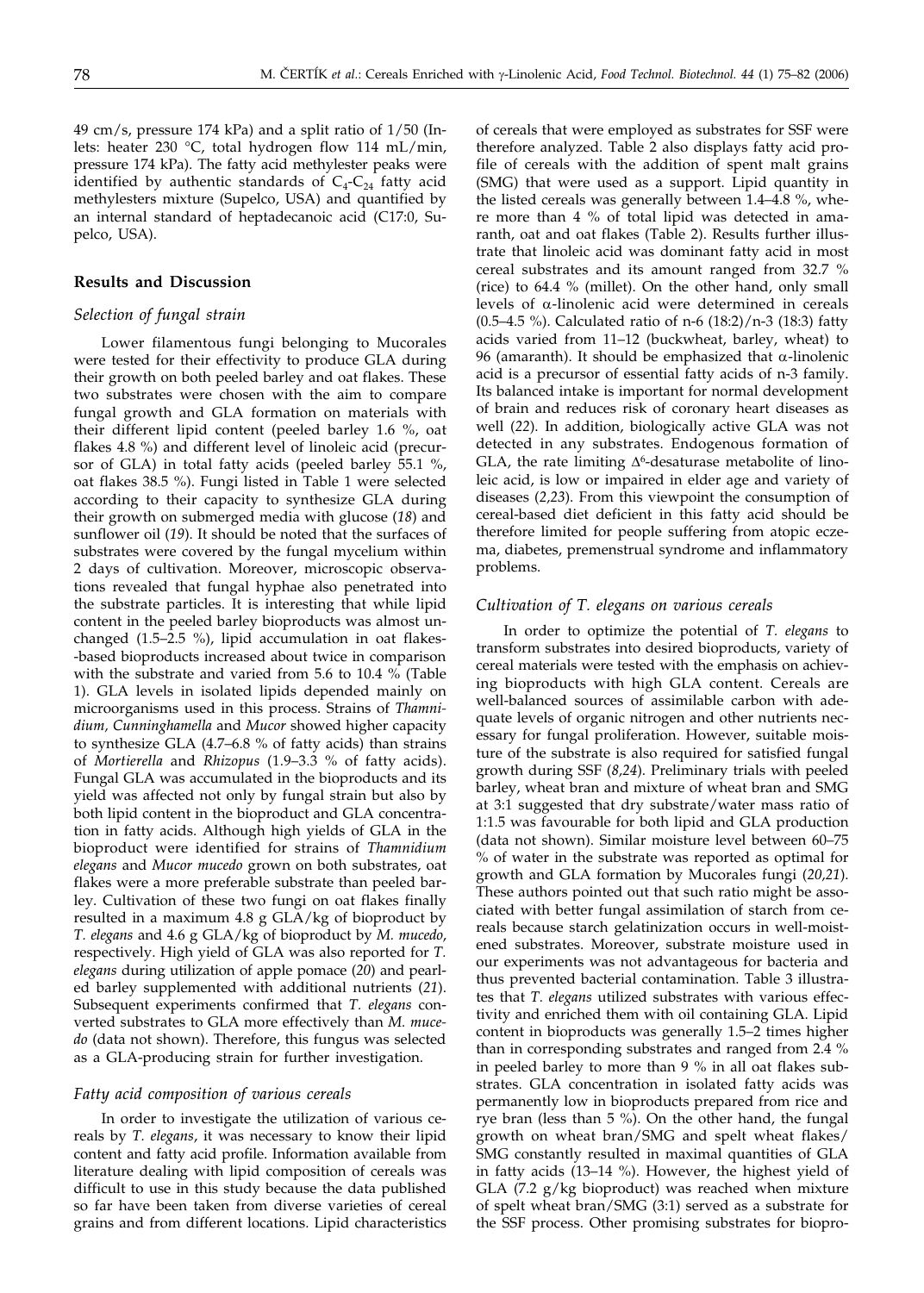49 cm/s, pressure 174 kPa) and a split ratio of 1/50 (Inlets: heater 230 °C, total hydrogen flow 114 mL/min, pressure 174 kPa). The fatty acid methylester peaks were identified by authentic standards of $C_4$-$C_{24}$ fatty acid methylesters mixture (Supelco, USA) and quantified by an internal standard of heptadecanoic acid (C17:0, Supelco, USA).

## Results and Discussion

### *Selection of fungal strain*

Lower filamentous fungi belonging to Mucorales were tested for their effectivity to produce GLA during their growth on both peeled barley and oat flakes. These two substrates were chosen with the aim to compare fungal growth and GLA formation on materials with their different lipid content (peeled barley 1.6 %, oat flakes 4.8 %) and different level of linoleic acid (precursor of GLA) in total fatty acids (peeled barley 55.1 %, oat flakes 38.5 %). Fungi listed in Table 1 were selected according to their capacity to synthesize GLA during their growth on submerged media with glucose (*18*) and sunflower oil (*19*). It should be noted that the surfaces of substrates were covered by the fungal mycelium within 2 days of cultivation. Moreover, microscopic observations revealed that fungal hyphae also penetrated into the substrate particles. It is interesting that while lipid content in the peeled barley bioproducts was almost unchanged (1.5–2.5 %), lipid accumulation in oat flakes-based bioproducts increased about twice in comparison with the substrate and varied from 5.6 to 10.4 % (Table 1). GLA levels in isolated lipids depended mainly on microorganisms used in this process. Strains of *Thamnidium, Cunninghamella* and *Mucor* showed higher capacity to synthesize GLA (4.7–6.8 % of fatty acids) than strains of *Mortierella* and *Rhizopus* (1.9–3.3 % of fatty acids). Fungal GLA was accumulated in the bioproducts and its yield was affected not only by fungal strain but also by both lipid content in the bioproduct and GLA concentration in fatty acids. Although high yields of GLA in the bioproduct were identified for strains of *Thamnidium elegans* and *Mucor mucedo* grown on both substrates, oat flakes were a more preferable substrate than peeled barley. Cultivation of these two fungi on oat flakes finally resulted in a maximum 4.8 g GLA/kg of bioproduct by *T. elegans* and 4.6 g GLA/kg of bioproduct by *M. mucedo*, respectively. High yield of GLA was also reported for *T. elegans* during utilization of apple pomace (*20*) and pearled barley supplemented with additional nutrients (*21*). Subsequent experiments confirmed that *T. elegans* converted substrates to GLA more effectively than *M. mucedo* (data not shown). Therefore, this fungus was selected as a GLA-producing strain for further investigation.

### *Fatty acid composition of various cereals*

In order to investigate the utilization of various cereals by *T. elegans*, it was necessary to know their lipid content and fatty acid profile. Information available from literature dealing with lipid composition of cereals was difficult to use in this study because the data published so far have been taken from diverse varieties of cereal grains and from different locations. Lipid characteristics of cereals that were employed as substrates for SSF were therefore analyzed. Table 2 also displays fatty acid profile of cereals with the addition of spent malt grains (SMG) that were used as a support. Lipid quantity in the listed cereals was generally between 1.4–4.8 %, where more than 4 % of total lipid was detected in amaranth, oat and oat flakes (Table 2). Results further illustrate that linoleic acid was dominant fatty acid in most cereal substrates and its amount ranged from 32.7 % (rice) to 64.4 % (millet). On the other hand, only small levels of α-linolenic acid were determined in cereals (0.5–4.5 %). Calculated ratio of n-6 (18:2)/n-3 (18:3) fatty acids varied from 11–12 (buckwheat, barley, wheat) to 96 (amaranth). It should be emphasized that α-linolenic acid is a precursor of essential fatty acids of n-3 family. Its balanced intake is important for normal development of brain and reduces risk of coronary heart diseases as well (*22*). In addition, biologically active GLA was not detected in any substrates. Endogenous formation of GLA, the rate limiting $\Delta^6$-desaturase metabolite of linoleic acid, is low or impaired in elder age and variety of diseases (*2,23*). From this viewpoint the consumption of cereal-based diet deficient in this fatty acid should be therefore limited for people suffering from atopic eczema, diabetes, premenstrual syndrome and inflammatory problems.

### *Cultivation of T. elegans on various cereals*

In order to optimize the potential of *T. elegans* to transform substrates into desired bioproducts, variety of cereal materials were tested with the emphasis on achieving bioproducts with high GLA content. Cereals are well-balanced sources of assimilable carbon with adequate levels of organic nitrogen and other nutrients necessary for fungal proliferation. However, suitable moisture of the substrate is also required for satisfied fungal growth during SSF (*8,24*). Preliminary trials with peeled barley, wheat bran and mixture of wheat bran and SMG at 3:1 suggested that dry substrate/water mass ratio of 1:1.5 was favourable for both lipid and GLA production (data not shown). Similar moisture level between 60–75 % of water in the substrate was reported as optimal for growth and GLA formation by Mucorales fungi (*20,21*). These authors pointed out that such ratio might be associated with better fungal assimilation of starch from cereals because starch gelatinization occurs in well-moistened substrates. Moreover, substrate moisture used in our experiments was not advantageous for bacteria and thus prevented bacterial contamination. Table 3 illustrates that *T. elegans* utilized substrates with various effectivity and enriched them with oil containing GLA. Lipid content in bioproducts was generally 1.5–2 times higher than in corresponding substrates and ranged from 2.4 % in peeled barley to more than 9 % in all oat flakes substrates. GLA concentration in isolated fatty acids was permanently low in bioproducts prepared from rice and rye bran (less than 5 %). On the other hand, the fungal growth on wheat bran/SMG and spelt wheat flakes/SMG constantly resulted in maximal quantities of GLA in fatty acids (13–14 %). However, the highest yield of GLA (7.2 g/kg bioproduct) was reached when mixture of spelt wheat bran/SMG (3:1) served as a substrate for the SSF process. Other promising substrates for biopro-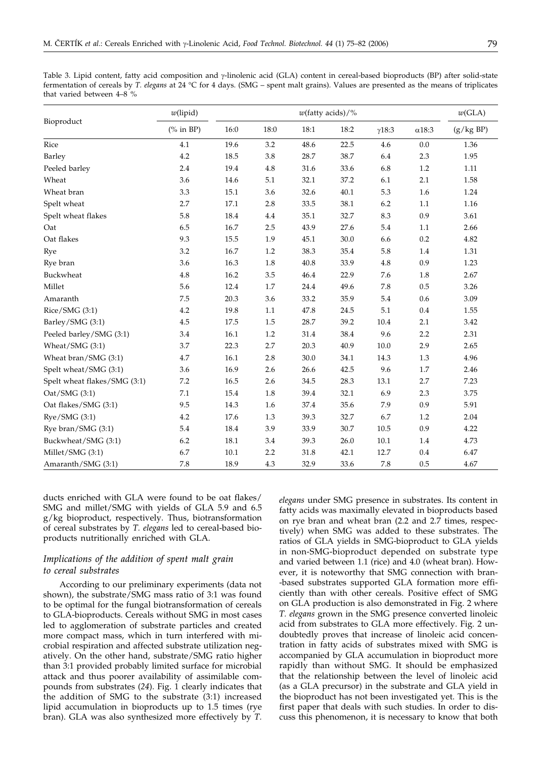Table 3. Lipid content, fatty acid composition and γ-linolenic acid (GLA) content in cereal-based bioproducts (BP) after solid-state fermentation of cereals by *T. elegans* at 24 °C for 4 days. (SMG – spent malt grains). Values are presented as the means of triplicates that varied between 4–8 %

| Bioproduct | *w*(lipid) | *w*(fatty acids)/% | | | | | | *w*(GLA) |
|---|---|---|---|---|---|---|---|---|
| | (% in BP) | 16:0 | 18:0 | 18:1 | 18:2 | γ18:3 | α18:3 | (g/kg BP) |
| Rice | 4.1 | 19.6 | 3.2 | 48.6 | 22.5 | 4.6 | 0.0 | 1.36 |
| Barley | 4.2 | 18.5 | 3.8 | 28.7 | 38.7 | 6.4 | 2.3 | 1.95 |
| Peeled barley | 2.4 | 19.4 | 4.8 | 31.6 | 33.6 | 6.8 | 1.2 | 1.11 |
| Wheat | 3.6 | 14.6 | 5.1 | 32.1 | 37.2 | 6.1 | 2.1 | 1.58 |
| Wheat bran | 3.3 | 15.1 | 3.6 | 32.6 | 40.1 | 5.3 | 1.6 | 1.24 |
| Spelt wheat | 2.7 | 17.1 | 2.8 | 33.5 | 38.1 | 6.2 | 1.1 | 1.16 |
| Spelt wheat flakes | 5.8 | 18.4 | 4.4 | 35.1 | 32.7 | 8.3 | 0.9 | 3.61 |
| Oat | 6.5 | 16.7 | 2.5 | 43.9 | 27.6 | 5.4 | 1.1 | 2.66 |
| Oat flakes | 9.3 | 15.5 | 1.9 | 45.1 | 30.0 | 6.6 | 0.2 | 4.82 |
| Rye | 3.2 | 16.7 | 1.2 | 38.3 | 35.4 | 5.8 | 1.4 | 1.31 |
| Rye bran | 3.6 | 16.3 | 1.8 | 40.8 | 33.9 | 4.8 | 0.9 | 1.23 |
| Buckwheat | 4.8 | 16.2 | 3.5 | 46.4 | 22.9 | 7.6 | 1.8 | 2.67 |
| Millet | 5.6 | 12.4 | 1.7 | 24.4 | 49.6 | 7.8 | 0.5 | 3.26 |
| Amaranth | 7.5 | 20.3 | 3.6 | 33.2 | 35.9 | 5.4 | 0.6 | 3.09 |
| Rice/SMG (3:1) | 4.2 | 19.8 | 1.1 | 47.8 | 24.5 | 5.1 | 0.4 | 1.55 |
| Barley/SMG (3:1) | 4.5 | 17.5 | 1.5 | 28.7 | 39.2 | 10.4 | 2.1 | 3.42 |
| Peeled barley/SMG (3:1) | 3.4 | 16.1 | 1.2 | 31.4 | 38.4 | 9.6 | 2.2 | 2.31 |
| Wheat/SMG (3:1) | 3.7 | 22.3 | 2.7 | 20.3 | 40.9 | 10.0 | 2.9 | 2.65 |
| Wheat bran/SMG (3:1) | 4.7 | 16.1 | 2.8 | 30.0 | 34.1 | 14.3 | 1.3 | 4.96 |
| Spelt wheat/SMG (3:1) | 3.6 | 16.9 | 2.6 | 26.6 | 42.5 | 9.6 | 1.7 | 2.46 |
| Spelt wheat flakes/SMG (3:1) | 7.2 | 16.5 | 2.6 | 34.5 | 28.3 | 13.1 | 2.7 | 7.23 |
| Oat/SMG (3:1) | 7.1 | 15.4 | 1.8 | 39.4 | 32.1 | 6.9 | 2.3 | 3.75 |
| Oat flakes/SMG (3:1) | 9.5 | 14.3 | 1.6 | 37.4 | 35.6 | 7.9 | 0.9 | 5.91 |
| Rye/SMG (3:1) | 4.2 | 17.6 | 1.3 | 39.3 | 32.7 | 6.7 | 1.2 | 2.04 |
| Rye bran/SMG (3:1) | 5.4 | 18.4 | 3.9 | 33.9 | 30.7 | 10.5 | 0.9 | 4.22 |
| Buckwheat/SMG (3:1) | 6.2 | 18.1 | 3.4 | 39.3 | 26.0 | 10.1 | 1.4 | 4.73 |
| Millet/SMG (3:1) | 6.7 | 10.1 | 2.2 | 31.8 | 42.1 | 12.7 | 0.4 | 6.47 |
| Amaranth/SMG (3:1) | 7.8 | 18.9 | 4.3 | 32.9 | 33.6 | 7.8 | 0.5 | 4.67 |

ducts enriched with GLA were found to be oat flakes/SMG and millet/SMG with yields of GLA 5.9 and 6.5 g/kg bioproduct, respectively. Thus, biotransformation of cereal substrates by *T. elegans* led to cereal-based bioproducts nutritionally enriched with GLA.

### *Implications of the addition of spent malt grain to cereal substrates*

According to our preliminary experiments (data not shown), the substrate/SMG mass ratio of 3:1 was found to be optimal for the fungal biotransformation of cereals to GLA-bioproducts. Cereals without SMG in most cases led to agglomeration of substrate particles and created more compact mass, which in turn interfered with microbial respiration and affected substrate utilization negatively. On the other hand, substrate/SMG ratio higher than 3:1 provided probably limited surface for microbial attack and thus poorer availability of assimilable compounds from substrates (*24*). Fig. 1 clearly indicates that the addition of SMG to the substrate (3:1) increased lipid accumulation in bioproducts up to 1.5 times (rye bran). GLA was also synthesized more effectively by *T. elegans* under SMG presence in substrates. Its content in fatty acids was maximally elevated in bioproducts based on rye bran and wheat bran (2.2 and 2.7 times, respectively) when SMG was added to these substrates. The ratios of GLA yields in SMG-bioproduct to GLA yields in non-SMG-bioproduct depended on substrate type and varied between 1.1 (rice) and 4.0 (wheat bran). However, it is noteworthy that SMG connection with bran-based substrates supported GLA formation more efficiently than with other cereals. Positive effect of SMG on GLA production is also demonstrated in Fig. 2 where *T. elegans* grown in the SMG presence converted linoleic acid from substrates to GLA more effectively. Fig. 2 undoubtedly proves that increase of linoleic acid concentration in fatty acids of substrates mixed with SMG is accompanied by GLA accumulation in bioproduct more rapidly than without SMG. It should be emphasized that the relationship between the level of linoleic acid (as a GLA precursor) in the substrate and GLA yield in the bioproduct has not been investigated yet. This is the first paper that deals with such studies. In order to discuss this phenomenon, it is necessary to know that both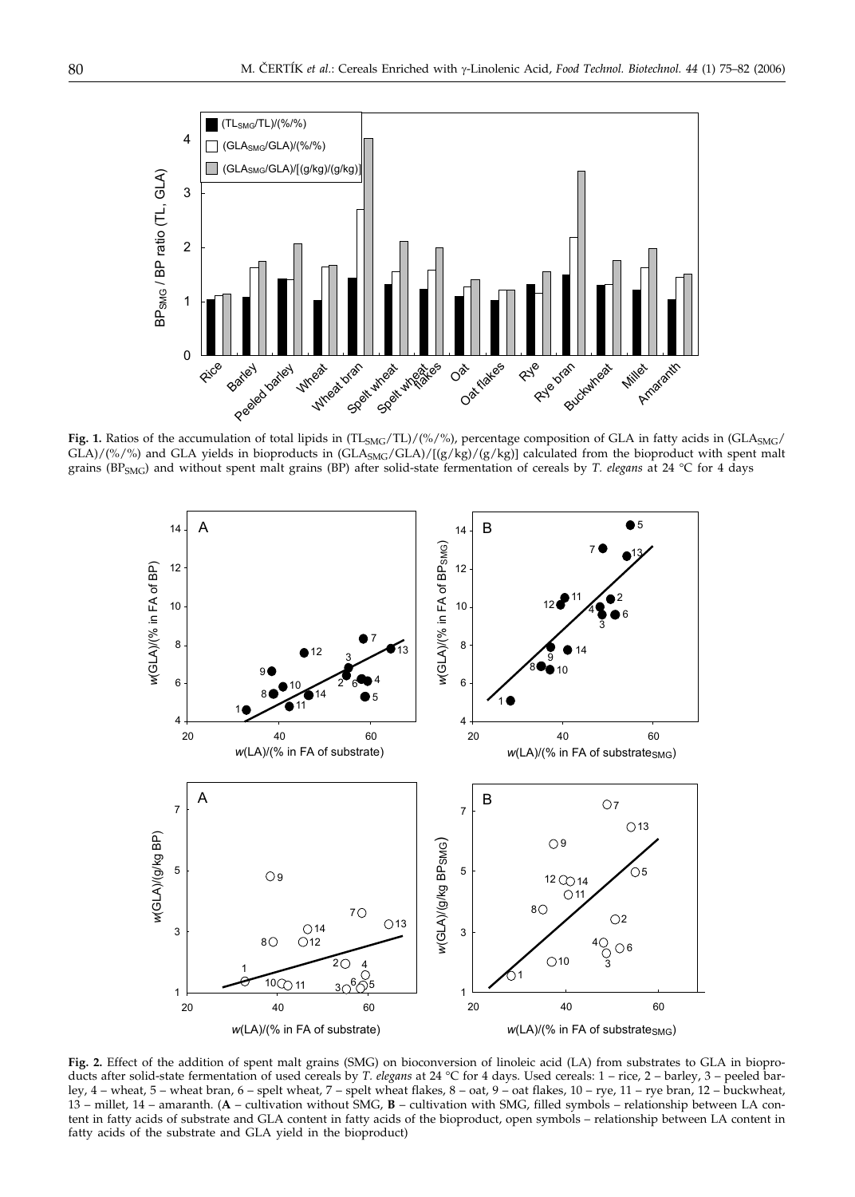**Fig. 1.** Ratios of the accumulation of total lipids in $(TL_{SMG}/TL)/(\%/\%)$, percentage composition of GLA in fatty acids in $(GLA_{SMG}/GLA)/(\%/\%)$ and GLA yields in bioproducts in $(GLA_{SMG}/GLA)/[(g/kg)/(g/kg)]$ calculated from the bioproduct with spent malt grains ($BP_{SMG}$) and without spent malt grains (BP) after solid-state fermentation of cereals by *T. elegans* at 24 °C for 4 days

**Fig. 2.** Effect of the addition of spent malt grains (SMG) on bioconversion of linoleic acid (LA) from substrates to GLA in bioproducts after solid-state fermentation of used cereals by *T. elegans* at 24 °C for 4 days. Used cereals: 1 – rice, 2 – barley, 3 – peeled barley, 4 – wheat, 5 – wheat bran, 6 – spelt wheat, 7 – spelt wheat flakes, 8 – oat, 9 – oat flakes, 10 – rye, 11 – rye bran, 12 – buckwheat, 13 – millet, 14 – amaranth. (**A** – cultivation without SMG, **B** – cultivation with SMG, filled symbols – relationship between LA content in fatty acids of substrate and GLA content in fatty acids of the bioproduct, open symbols – relationship between LA content in fatty acids of the substrate and GLA yield in the bioproduct)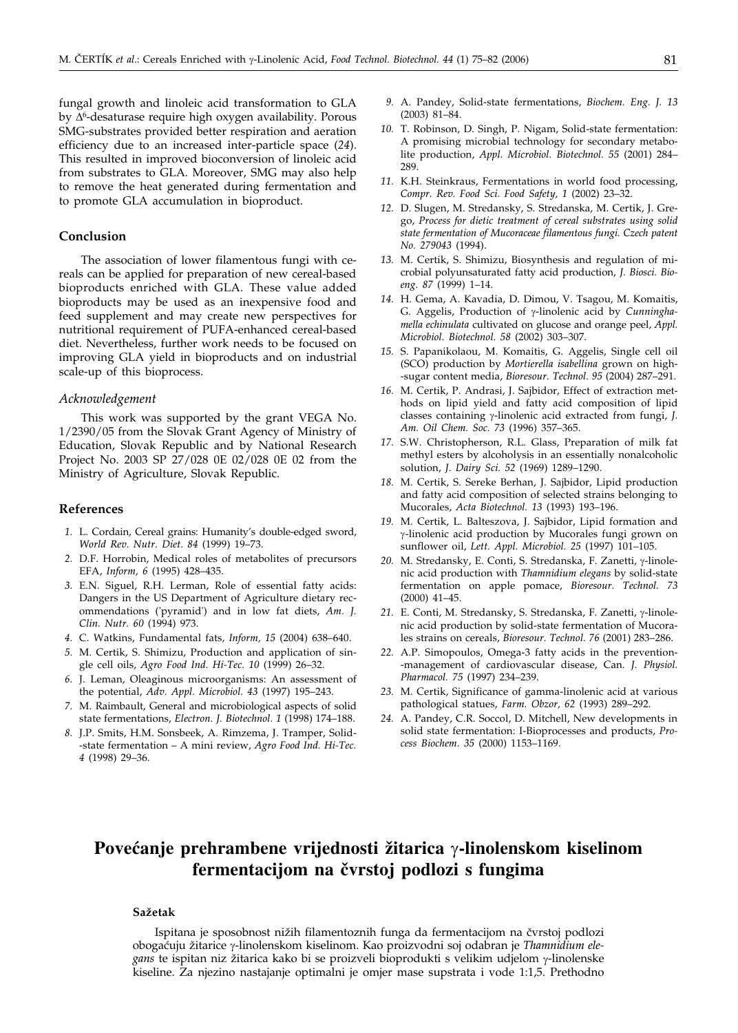fungal growth and linoleic acid transformation to GLA by $\Delta^6$-desaturase require high oxygen availability. Porous SMG-substrates provided better respiration and aeration efficiency due to an increased inter-particle space (*24*). This resulted in improved bioconversion of linoleic acid from substrates to GLA. Moreover, SMG may also help to remove the heat generated during fermentation and to promote GLA accumulation in bioproduct.

## Conclusion

The association of lower filamentous fungi with cereals can be applied for preparation of new cereal-based bioproducts enriched with GLA. These value added bioproducts may be used as an inexpensive food and feed supplement and may create new perspectives for nutritional requirement of PUFA-enhanced cereal-based diet. Nevertheless, further work needs to be focused on improving GLA yield in bioproducts and on industrial scale-up of this bioprocess.

### *Acknowledgement*

This work was supported by the grant VEGA No. 1/2390/05 from the Slovak Grant Agency of Ministry of Education, Slovak Republic and by National Research Project No. 2003 SP 27/028 0E 02/028 0E 02 from the Ministry of Agriculture, Slovak Republic.

## References

1. L. Cordain, Cereal grains: Humanity's double-edged sword, *World Rev. Nutr. Diet. 84* (1999) 19–73.
2. D.F. Horrobin, Medical roles of metabolites of precursors EFA, *Inform, 6* (1995) 428–435.
3. E.N. Siguel, R.H. Lerman, Role of essential fatty acids: Dangers in the US Department of Agriculture dietary recommendations ('pyramid') and in low fat diets, *Am. J. Clin. Nutr. 60* (1994) 973.
4. C. Watkins, Fundamental fats, *Inform, 15* (2004) 638–640.
5. M. Certik, S. Shimizu, Production and application of single cell oils, *Agro Food Ind. Hi-Tec. 10* (1999) 26–32.
6. J. Leman, Oleaginous microorganisms: An assessment of the potential, *Adv. Appl. Microbiol. 43* (1997) 195–243.
7. M. Raimbault, General and microbiological aspects of solid state fermentations, *Electron. J. Biotechnol. 1* (1998) 174–188.
8. J.P. Smits, H.M. Sonsbeek, A. Rimzema, J. Tramper, Solid-state fermentation – A mini review, *Agro Food Ind. Hi-Tec. 4* (1998) 29–36.
9. A. Pandey, Solid-state fermentations, *Biochem. Eng. J. 13* (2003) 81–84.
10. T. Robinson, D. Singh, P. Nigam, Solid-state fermentation: A promising microbial technology for secondary metabolite production, *Appl. Microbiol. Biotechnol. 55* (2001) 284–289.
11. K.H. Steinkraus, Fermentations in world food processing, *Compr. Rev. Food Sci. Food Safety, 1* (2002) 23–32.
12. D. Slugen, M. Stredansky, S. Stredanska, M. Certik, J. Grego, *Process for dietic treatment of cereal substrates using solid state fermentation of Mucoraceae filamentous fungi. Czech patent No. 279043* (1994).
13. M. Certik, S. Shimizu, Biosynthesis and regulation of microbial polyunsaturated fatty acid production, *J. Biosci. Bioeng. 87* (1999) 1–14.
14. H. Gema, A. Kavadia, D. Dimou, V. Tsagou, M. Komaitis, G. Aggelis, Production of γ-linolenic acid by *Cunninghamella echinulata* cultivated on glucose and orange peel, *Appl. Microbiol. Biotechnol. 58* (2002) 303–307.
15. S. Papanikolaou, M. Komaitis, G. Aggelis, Single cell oil (SCO) production by *Mortierella isabellina* grown on high-sugar content media, *Bioresour. Technol. 95* (2004) 287–291.
16. M. Certik, P. Andrasi, J. Sajbidor, Effect of extraction methods on lipid yield and fatty acid composition of lipid classes containing γ-linolenic acid extracted from fungi, *J. Am. Oil Chem. Soc. 73* (1996) 357–365.
17. S.W. Christopherson, R.L. Glass, Preparation of milk fat methyl esters by alcoholysis in an essentially nonalcoholic solution, *J. Dairy Sci. 52* (1969) 1289–1290.
18. M. Certik, S. Sereke Berhan, J. Sajbidor, Lipid production and fatty acid composition of selected strains belonging to Mucorales, *Acta Biotechnol. 13* (1993) 193–196.
19. M. Certik, L. Balteszova, J. Sajbidor, Lipid formation and γ-linolenic acid production by Mucorales fungi grown on sunflower oil, *Lett. Appl. Microbiol. 25* (1997) 101–105.
20. M. Stredansky, E. Conti, S. Stredanska, F. Zanetti, γ-linolenic acid production with *Thamnidium elegans* by solid-state fermentation on apple pomace, *Bioresour. Technol. 73* (2000) 41–45.
21. E. Conti, M. Stredansky, S. Stredanska, F. Zanetti, γ-linolenic acid production by solid-state fermentation of Mucorales strains on cereals, *Bioresour. Technol. 76* (2001) 283–286.
22. A.P. Simopoulos, Omega-3 fatty acids in the prevention-management of cardiovascular disease, *Can. J. Physiol. Pharmacol. 75* (1997) 234–239.
23. M. Certik, Significance of gamma-linolenic acid at various pathological statues, *Farm. Obzor, 62* (1993) 289–292.
24. A. Pandey, C.R. Soccol, D. Mitchell, New developments in solid state fermentation: I-Bioprocesses and products, *Process Biochem. 35* (2000) 1153–1169.

# Povećanje prehrambene vrijednosti žitarica γ-linolenskom kiselinom fermentacijom na čvrstoj podlozi s fungima

#### Sažetak

Ispitana je sposobnost nižih filamentoznih funga da fermentacijom na čvrstoj podlozi obogaćuju žitarice γ-linolenskom kiselinom. Kao proizvodni soj odabran je *Thamnidium elegans* te ispitan niz žitarica kako bi se proizveli bioprodukti s velikim udjelom γ-linolenske kiseline. Za njezino nastajanje optimalni je omjer mase supstrata i vode 1:1,5. Prethodno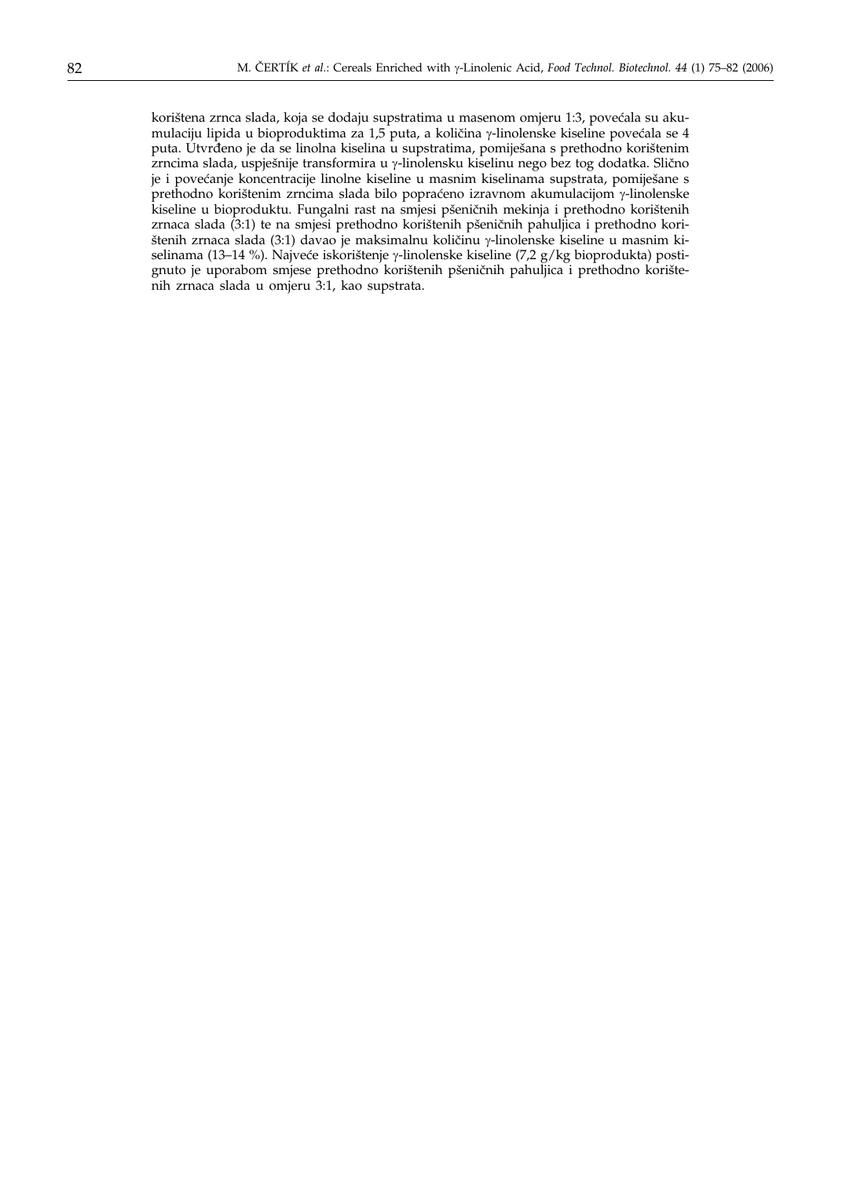korištena zrnca slada, koja se dodaju supstratima u masenom omjeru 1:3, povećala su akumulaciju lipida u bioproduktima za 1,5 puta, a količina γ-linolenske kiseline povećala se 4 puta. Utvrđeno je da se linolna kiselina u supstratima, pomiješana s prethodno korištenim zrncima slada, uspješnije transformira u γ-linolensku kiselinu nego bez tog dodatka. Slično je i povećanje koncentracije linolne kiseline u masnim kiselinama supstrata, pomiješane s prethodno korištenim zrncima slada bilo popraćeno izravnom akumulacijom γ-linolenske kiseline u bioproduktu. Fungalni rast na smjesi pšeničnih mekinja i prethodno korištenih zrnaca slada (3:1) te na smjesi prethodno korištenih pšeničnih pahuljica i prethodno korištenih zrnaca slada (3:1) davao je maksimalnu količinu γ-linolenske kiseline u masnim kiselinama (13–14 %). Najveće iskorištenje γ-linolenske kiseline (7,2 g/kg bioprodukta) postignuto je uporabom smjese prethodno korištenih pšeničnih pahuljica i prethodno korištenih zrnaca slada u omjeru 3:1, kao supstrata.